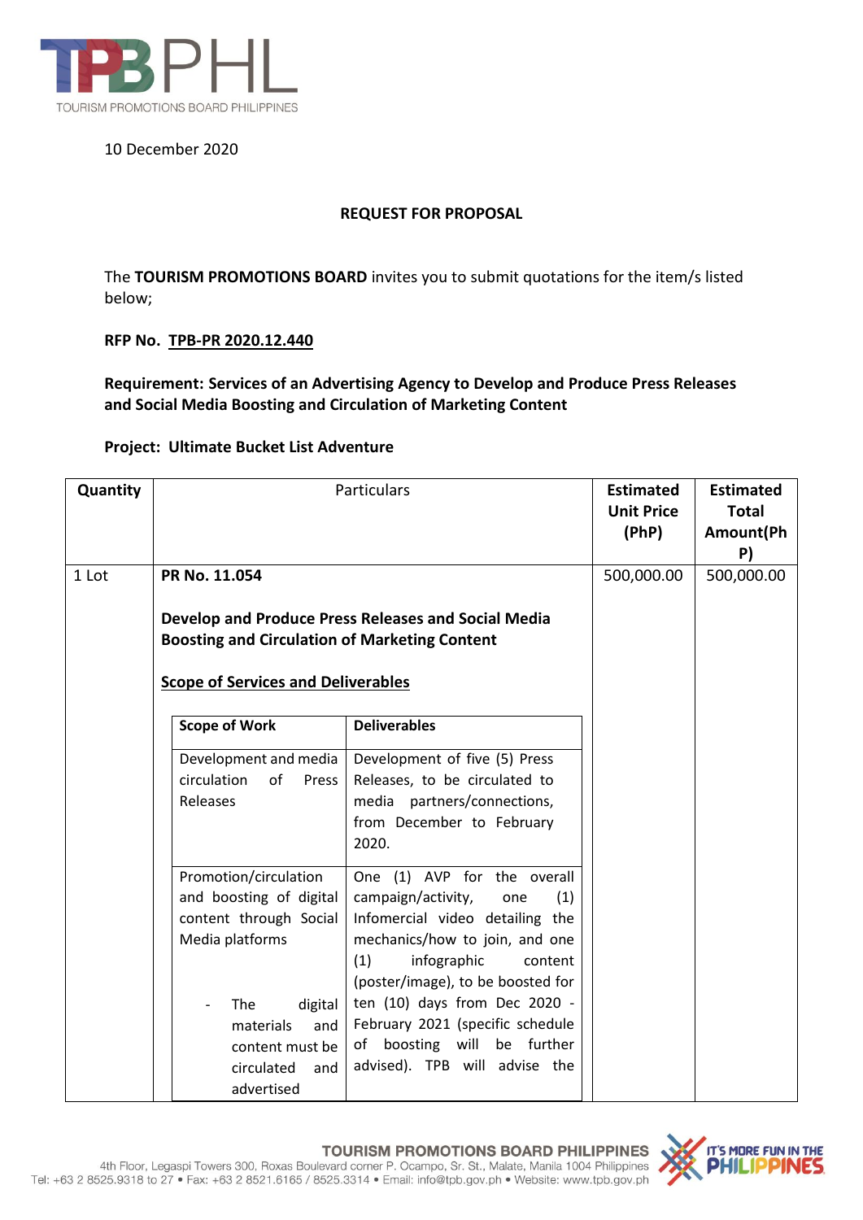TOURISM PROMOTIONS BOARD PHILIPPINES

10 December 2020

**REQUEST FOR PROPOSAL**

The **TOURISM PROMOTIONS BOARD** invites you to submit quotations for the item/s listed below;

**RFP No. TPB-PR 2020.12.440**

**Requirement: Services of an Advertising Agency to Develop and Produce Press Releases and Social Media Boosting and Circulation of Marketing Content**

**Project: Ultimate Bucket List Adventure**

| Quantity | Particulars | Estimated Unit Price (PhP) | Estimated Total Amount(PhP) |
|---|---|---|---|
| 1 Lot | **PR No. 11.054**<br><br>**Develop and Produce Press Releases and Social Media Boosting and Circulation of Marketing Content**<br><br>**Scope of Services and Deliverables** | 500,000.00 | 500,000.00 |

| Scope of Work | Deliverables |
|---|---|
| Development and media circulation of Press Releases | Development of five (5) Press Releases, to be circulated to media partners/connections, from December to February 2020. |
| Promotion/circulation and boosting of digital content through Social Media platforms<br><br>- The digital materials and content must be circulated and advertised | One (1) AVP for the overall campaign/activity, one (1) Infomercial video detailing the mechanics/how to join, and one (1) infographic content (poster/image), to be boosted for ten (10) days from Dec 2020 - February 2021 (specific schedule of boosting will be further advised). TPB will advise the |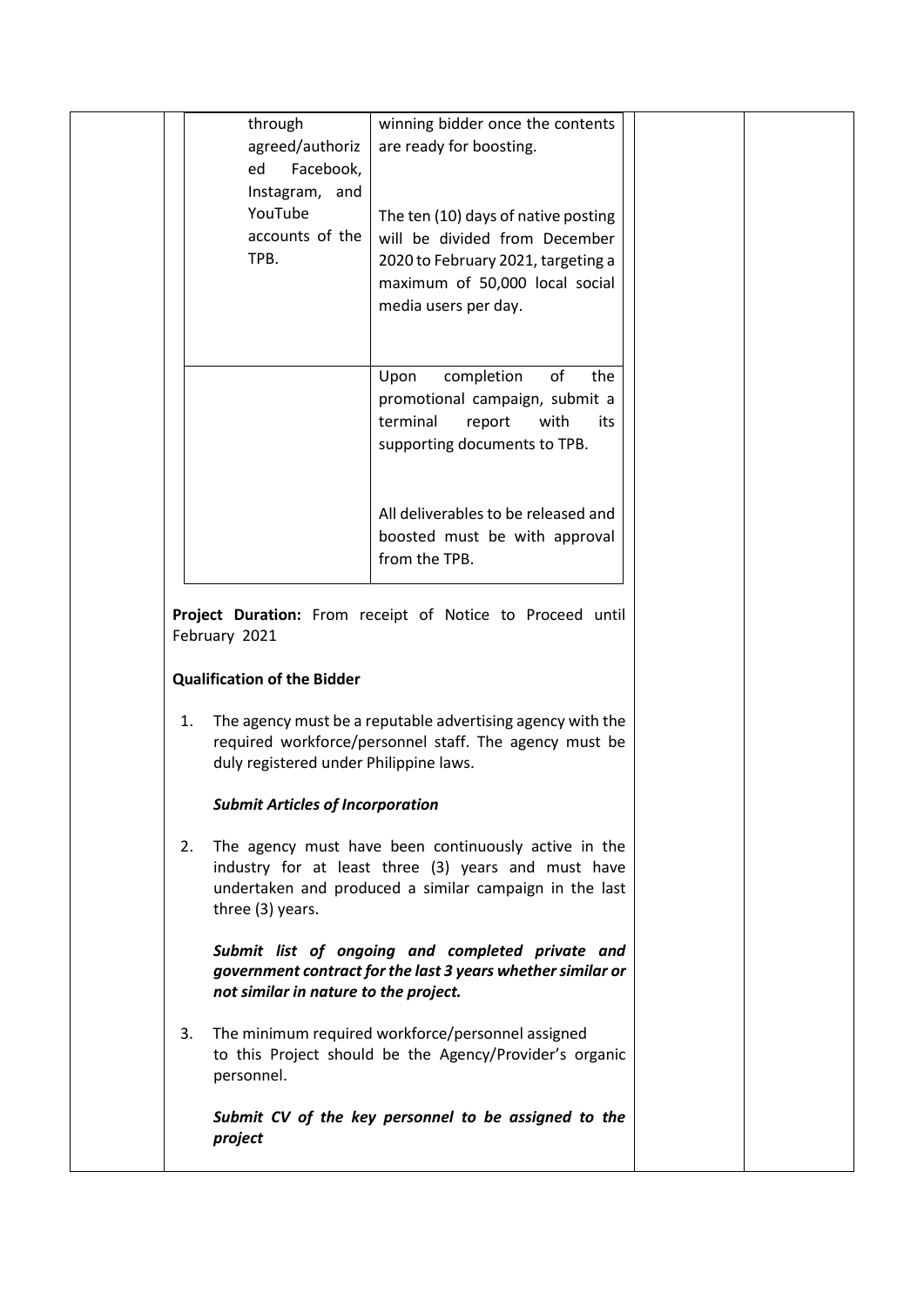| | |
|---|---|
| through agreed/authorized Facebook, Instagram, and YouTube accounts of the TPB. | winning bidder once the contents are ready for boosting.<br><br>The ten (10) days of native posting will be divided from December 2020 to February 2021, targeting a maximum of 50,000 local social media users per day. |
| | Upon completion of the promotional campaign, submit a terminal report with its supporting documents to TPB.<br><br>All deliverables to be released and boosted must be with approval from the TPB. |

**Project Duration:** From receipt of Notice to Proceed until February 2021

**Qualification of the Bidder**

1. The agency must be a reputable advertising agency with the required workforce/personnel staff. The agency must be duly registered under Philippine laws.

   ***Submit Articles of Incorporation***

2. The agency must have been continuously active in the industry for at least three (3) years and must have undertaken and produced a similar campaign in the last three (3) years.

   ***Submit list of ongoing and completed private and government contract for the last 3 years whether similar or not similar in nature to the project.***

3. The minimum required workforce/personnel assigned to this Project should be the Agency/Provider's organic personnel.

   ***Submit CV of the key personnel to be assigned to the project***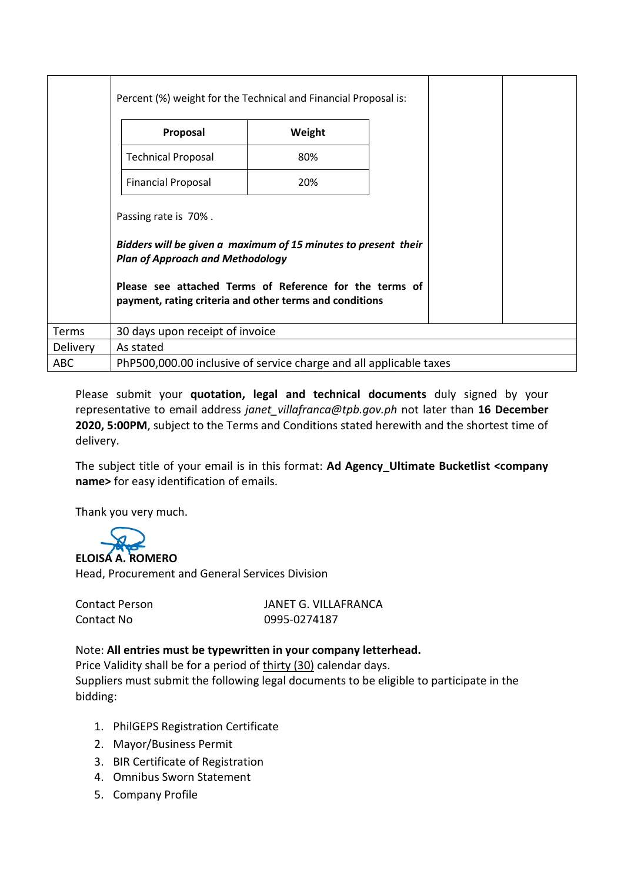| | | | |
|---|---|---|---|
| | Percent (%) weight for the Technical and Financial Proposal is:<br><br>**Proposal** / **Weight**<br>Technical Proposal: 80%<br>Financial Proposal: 20%<br><br>Passing rate is 70% .<br><br>***Bidders will be given a maximum of 15 minutes to present their Plan of Approach and Methodology***<br><br>**Please see attached Terms of Reference for the terms of payment, rating criteria and other terms and conditions** | | |
| Terms | 30 days upon receipt of invoice | | |
| Delivery | As stated | | |
| ABC | PhP500,000.00 inclusive of service charge and all applicable taxes | | |

Please submit your **quotation, legal and technical documents** duly signed by your representative to email address *janet_villafranca@tpb.gov.ph* not later than **16 December 2020, 5:00PM**, subject to the Terms and Conditions stated herewith and the shortest time of delivery.

The subject title of your email is in this format: **Ad Agency_Ultimate Bucketlist <company name>** for easy identification of emails.

Thank you very much.

**ELOISA A. ROMERO**
Head, Procurement and General Services Division

Contact Person JANET G. VILLAFRANCA
Contact No 0995-0274187

Note: **All entries must be typewritten in your company letterhead.**
Price Validity shall be for a period of thirty (30) calendar days.
Suppliers must submit the following legal documents to be eligible to participate in the bidding:

1. PhilGEPS Registration Certificate
2. Mayor/Business Permit
3. BIR Certificate of Registration
4. Omnibus Sworn Statement
5. Company Profile